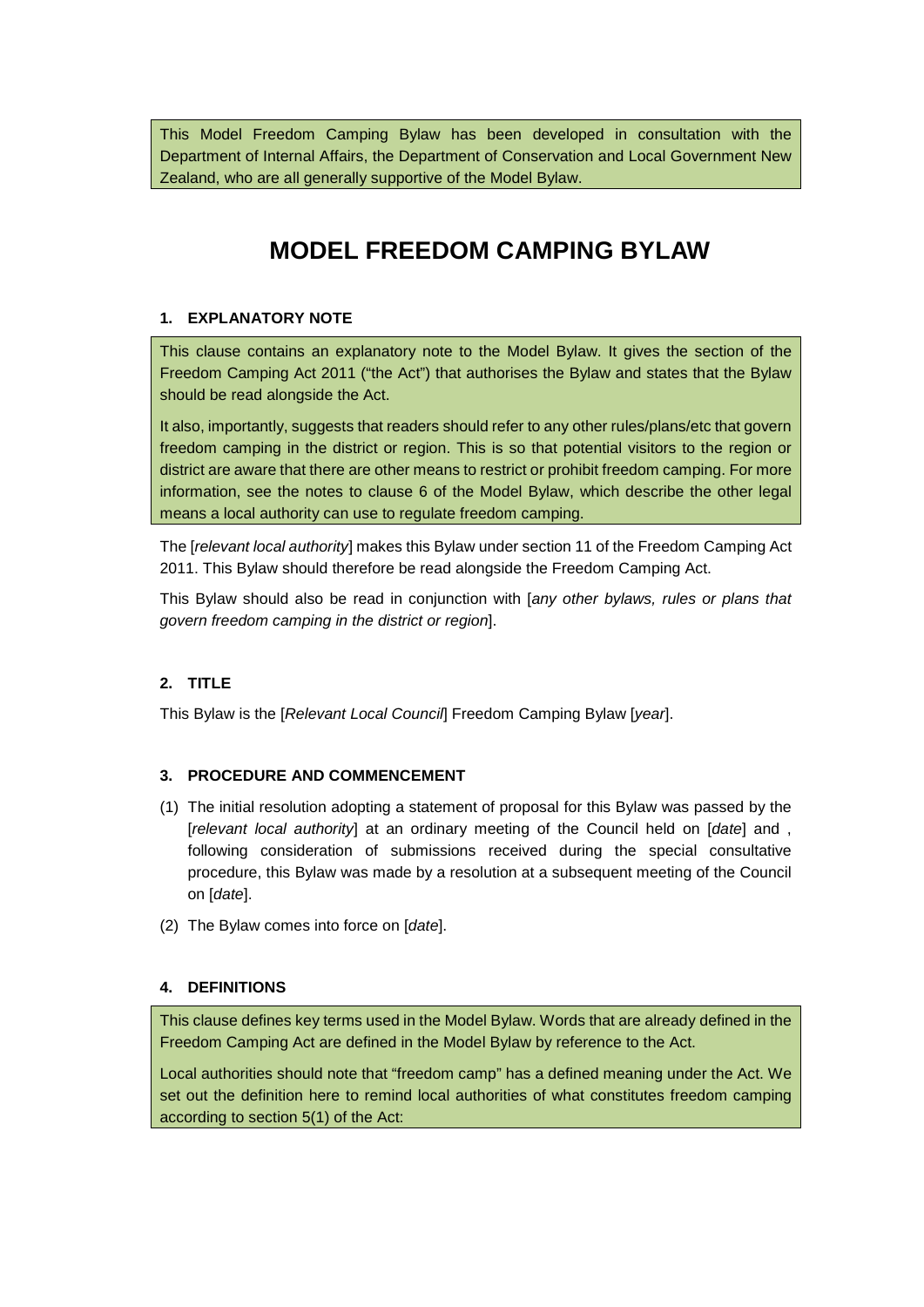This Model Freedom Camping Bylaw has been developed in consultation with the Department of Internal Affairs, the Department of Conservation and Local Government New Zealand, who are all generally supportive of the Model Bylaw.

# MODEL FREEDOM CAMPING BYLAW

## 1. EXPLANATORY NOTE

This clause contains an explanatory note to the Model Bylaw. It gives the section of the Freedom Camping Act 2011 ("the Act") that authorises the Bylaw and states that the Bylaw should be read alongside the Act.

It also, importantly, suggests that readers should refer to any other rules/plans/etc that govern freedom camping in the district or region. This is so that potential visitors to the region or district are aware that there are other means to restrict or prohibit freedom camping. For more information, see the notes to clause 6 of the Model Bylaw, which describe the other legal means a local authority can use to regulate freedom camping.

The [*relevant local authority*] makes this Bylaw under section 11 of the Freedom Camping Act 2011. This Bylaw should therefore be read alongside the Freedom Camping Act.

This Bylaw should also be read in conjunction with [*any other bylaws, rules or plans that govern freedom camping in the district or region*].

## 2. TITLE

This Bylaw is the [*Relevant Local Council*] Freedom Camping Bylaw [*year*].

## 3. PROCEDURE AND COMMENCEMENT

(1) The initial resolution adopting a statement of proposal for this Bylaw was passed by the [*relevant local authority*] at an ordinary meeting of the Council held on [*date*] and , following consideration of submissions received during the special consultative procedure, this Bylaw was made by a resolution at a subsequent meeting of the Council on [*date*].

(2) The Bylaw comes into force on [*date*].

## 4. DEFINITIONS

This clause defines key terms used in the Model Bylaw. Words that are already defined in the Freedom Camping Act are defined in the Model Bylaw by reference to the Act.

Local authorities should note that "freedom camp" has a defined meaning under the Act. We set out the definition here to remind local authorities of what constitutes freedom camping according to section 5(1) of the Act: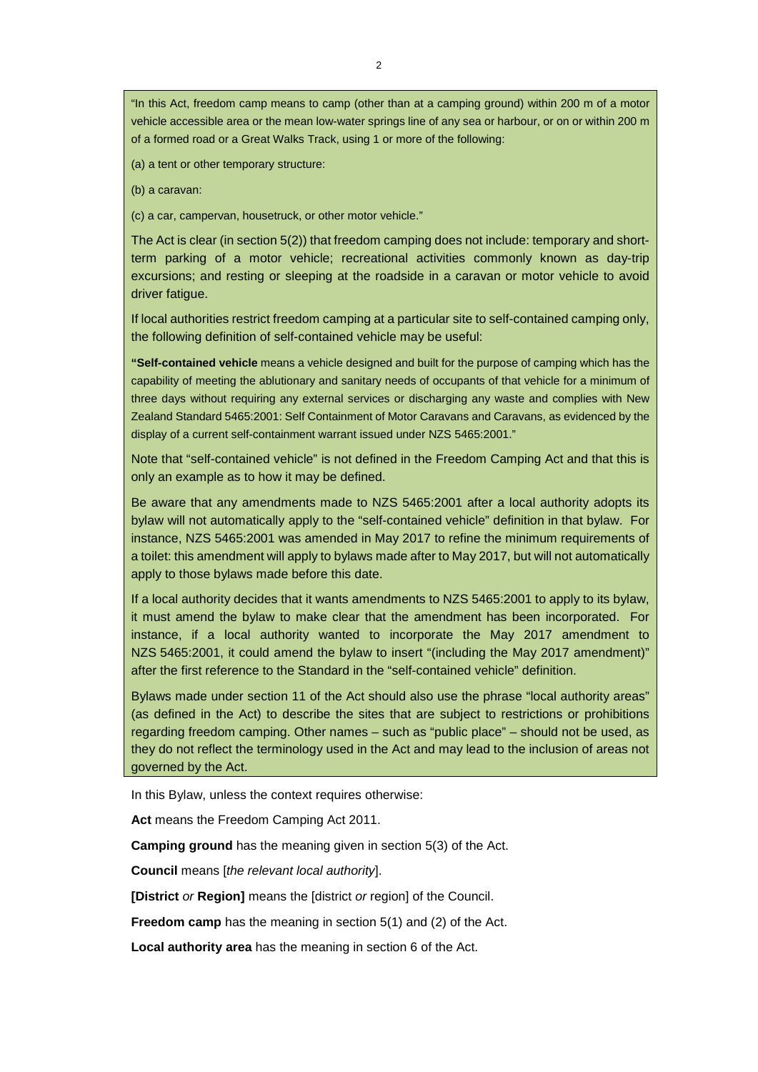"In this Act, freedom camp means to camp (other than at a camping ground) within 200 m of a motor vehicle accessible area or the mean low-water springs line of any sea or harbour, or on or within 200 m of a formed road or a Great Walks Track, using 1 or more of the following:

(a) a tent or other temporary structure:

(b) a caravan:

(c) a car, campervan, housetruck, or other motor vehicle."

The Act is clear (in section 5(2)) that freedom camping does not include: temporary and short-term parking of a motor vehicle; recreational activities commonly known as day-trip excursions; and resting or sleeping at the roadside in a caravan or motor vehicle to avoid driver fatigue.

If local authorities restrict freedom camping at a particular site to self-contained camping only, the following definition of self-contained vehicle may be useful:

**"Self-contained vehicle** means a vehicle designed and built for the purpose of camping which has the capability of meeting the ablutionary and sanitary needs of occupants of that vehicle for a minimum of three days without requiring any external services or discharging any waste and complies with New Zealand Standard 5465:2001: Self Containment of Motor Caravans and Caravans, as evidenced by the display of a current self-containment warrant issued under NZS 5465:2001."

Note that "self-contained vehicle" is not defined in the Freedom Camping Act and that this is only an example as to how it may be defined.

Be aware that any amendments made to NZS 5465:2001 after a local authority adopts its bylaw will not automatically apply to the "self-contained vehicle" definition in that bylaw. For instance, NZS 5465:2001 was amended in May 2017 to refine the minimum requirements of a toilet: this amendment will apply to bylaws made after to May 2017, but will not automatically apply to those bylaws made before this date.

If a local authority decides that it wants amendments to NZS 5465:2001 to apply to its bylaw, it must amend the bylaw to make clear that the amendment has been incorporated. For instance, if a local authority wanted to incorporate the May 2017 amendment to NZS 5465:2001, it could amend the bylaw to insert "(including the May 2017 amendment)" after the first reference to the Standard in the "self-contained vehicle" definition.

Bylaws made under section 11 of the Act should also use the phrase "local authority areas" (as defined in the Act) to describe the sites that are subject to restrictions or prohibitions regarding freedom camping. Other names – such as "public place" – should not be used, as they do not reflect the terminology used in the Act and may lead to the inclusion of areas not governed by the Act.

In this Bylaw, unless the context requires otherwise:

**Act** means the Freedom Camping Act 2011.

**Camping ground** has the meaning given in section 5(3) of the Act.

**Council** means [*the relevant local authority*].

**[District** *or* **Region]** means the [district *or* region] of the Council.

**Freedom camp** has the meaning in section 5(1) and (2) of the Act.

**Local authority area** has the meaning in section 6 of the Act.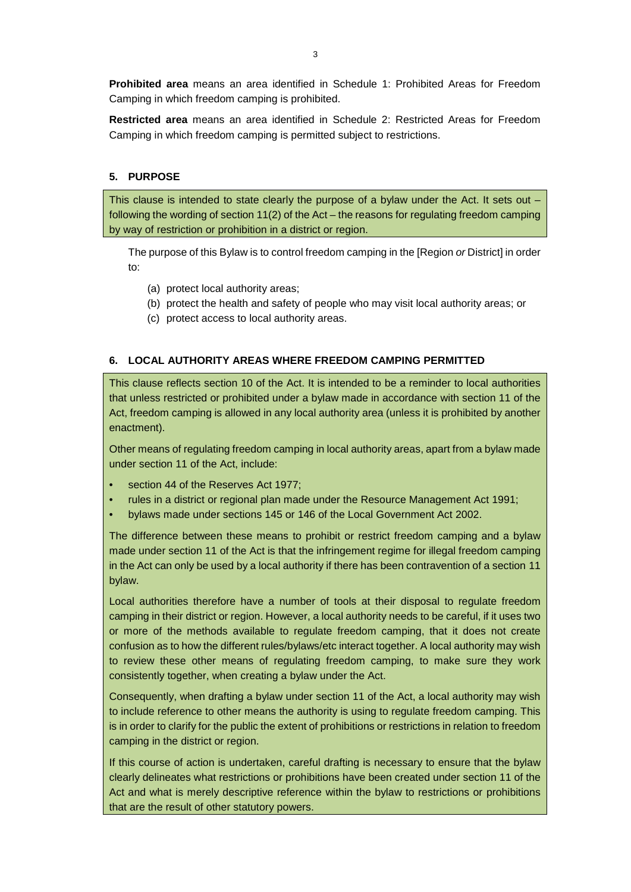**Prohibited area** means an area identified in Schedule 1: Prohibited Areas for Freedom Camping in which freedom camping is prohibited.

**Restricted area** means an area identified in Schedule 2: Restricted Areas for Freedom Camping in which freedom camping is permitted subject to restrictions.

## 5. PURPOSE

> This clause is intended to state clearly the purpose of a bylaw under the Act. It sets out – following the wording of section 11(2) of the Act – the reasons for regulating freedom camping by way of restriction or prohibition in a district or region.

The purpose of this Bylaw is to control freedom camping in the [Region *or* District] in order to:

(a) protect local authority areas;
(b) protect the health and safety of people who may visit local authority areas; or
(c) protect access to local authority areas.

## 6. LOCAL AUTHORITY AREAS WHERE FREEDOM CAMPING PERMITTED

> This clause reflects section 10 of the Act. It is intended to be a reminder to local authorities that unless restricted or prohibited under a bylaw made in accordance with section 11 of the Act, freedom camping is allowed in any local authority area (unless it is prohibited by another enactment).
>
> Other means of regulating freedom camping in local authority areas, apart from a bylaw made under section 11 of the Act, include:
>
> - section 44 of the Reserves Act 1977;
> - rules in a district or regional plan made under the Resource Management Act 1991;
> - bylaws made under sections 145 or 146 of the Local Government Act 2002.
>
> The difference between these means to prohibit or restrict freedom camping and a bylaw made under section 11 of the Act is that the infringement regime for illegal freedom camping in the Act can only be used by a local authority if there has been contravention of a section 11 bylaw.
>
> Local authorities therefore have a number of tools at their disposal to regulate freedom camping in their district or region. However, a local authority needs to be careful, if it uses two or more of the methods available to regulate freedom camping, that it does not create confusion as to how the different rules/bylaws/etc interact together. A local authority may wish to review these other means of regulating freedom camping, to make sure they work consistently together, when creating a bylaw under the Act.
>
> Consequently, when drafting a bylaw under section 11 of the Act, a local authority may wish to include reference to other means the authority is using to regulate freedom camping. This is in order to clarify for the public the extent of prohibitions or restrictions in relation to freedom camping in the district or region.
>
> If this course of action is undertaken, careful drafting is necessary to ensure that the bylaw clearly delineates what restrictions or prohibitions have been created under section 11 of the Act and what is merely descriptive reference within the bylaw to restrictions or prohibitions that are the result of other statutory powers.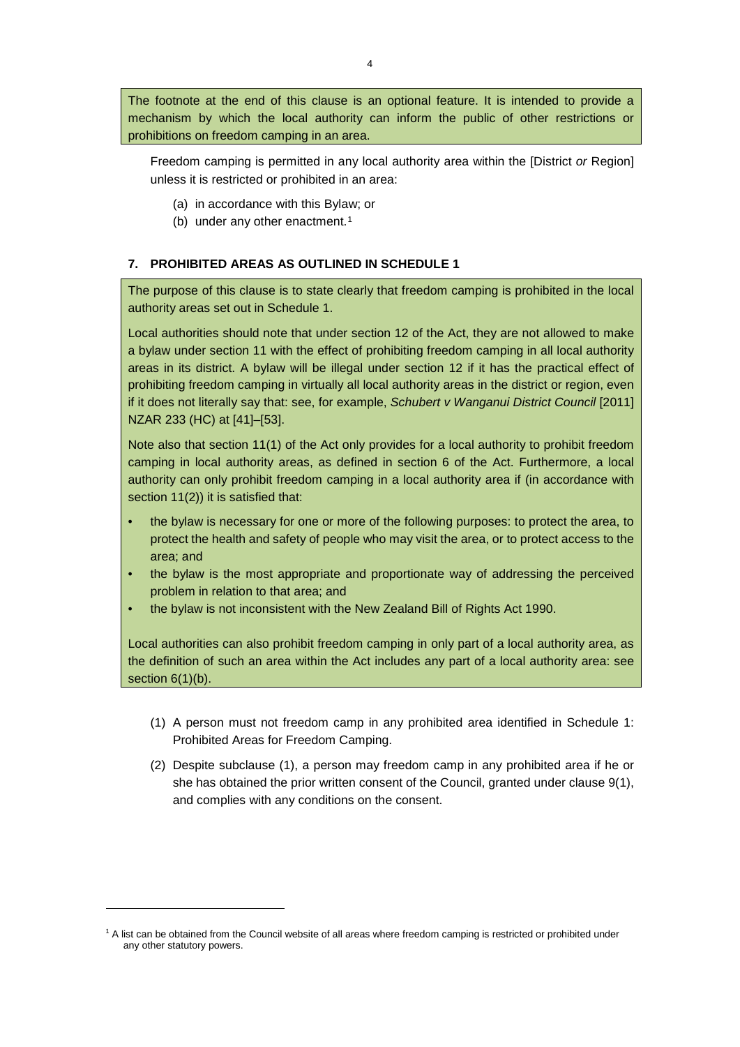> The footnote at the end of this clause is an optional feature. It is intended to provide a mechanism by which the local authority can inform the public of other restrictions or prohibitions on freedom camping in an area.

Freedom camping is permitted in any local authority area within the [District *or* Region] unless it is restricted or prohibited in an area:

(a) in accordance with this Bylaw; or
(b) under any other enactment.[1]

## 7. PROHIBITED AREAS AS OUTLINED IN SCHEDULE 1

> The purpose of this clause is to state clearly that freedom camping is prohibited in the local authority areas set out in Schedule 1.
>
> Local authorities should note that under section 12 of the Act, they are not allowed to make a bylaw under section 11 with the effect of prohibiting freedom camping in all local authority areas in its district. A bylaw will be illegal under section 12 if it has the practical effect of prohibiting freedom camping in virtually all local authority areas in the district or region, even if it does not literally say that: see, for example, *Schubert v Wanganui District Council* [2011] NZAR 233 (HC) at [41]–[53].
>
> Note also that section 11(1) of the Act only provides for a local authority to prohibit freedom camping in local authority areas, as defined in section 6 of the Act. Furthermore, a local authority can only prohibit freedom camping in a local authority area if (in accordance with section 11(2)) it is satisfied that:
>
> - the bylaw is necessary for one or more of the following purposes: to protect the area, to protect the health and safety of people who may visit the area, or to protect access to the area; and
> - the bylaw is the most appropriate and proportionate way of addressing the perceived problem in relation to that area; and
> - the bylaw is not inconsistent with the New Zealand Bill of Rights Act 1990.
>
> Local authorities can also prohibit freedom camping in only part of a local authority area, as the definition of such an area within the Act includes any part of a local authority area: see section 6(1)(b).

(1) A person must not freedom camp in any prohibited area identified in Schedule 1: Prohibited Areas for Freedom Camping.

(2) Despite subclause (1), a person may freedom camp in any prohibited area if he or she has obtained the prior written consent of the Council, granted under clause 9(1), and complies with any conditions on the consent.

---

[1] A list can be obtained from the Council website of all areas where freedom camping is restricted or prohibited under any other statutory powers.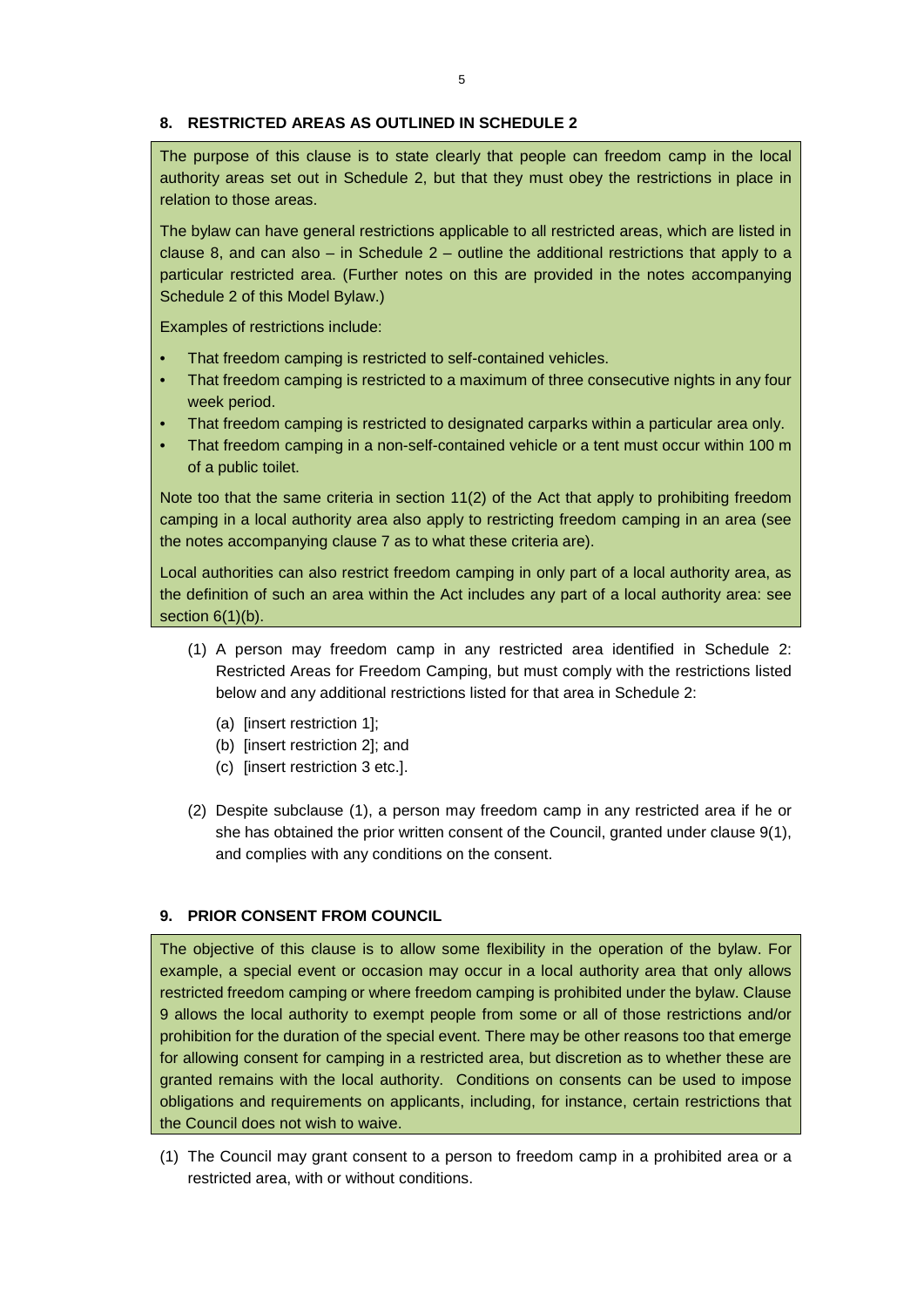## 8. RESTRICTED AREAS AS OUTLINED IN SCHEDULE 2

> The purpose of this clause is to state clearly that people can freedom camp in the local authority areas set out in Schedule 2, but that they must obey the restrictions in place in relation to those areas.
>
> The bylaw can have general restrictions applicable to all restricted areas, which are listed in clause 8, and can also – in Schedule 2 – outline the additional restrictions that apply to a particular restricted area. (Further notes on this are provided in the notes accompanying Schedule 2 of this Model Bylaw.)
>
> Examples of restrictions include:
>
> - That freedom camping is restricted to self-contained vehicles.
> - That freedom camping is restricted to a maximum of three consecutive nights in any four week period.
> - That freedom camping is restricted to designated carparks within a particular area only.
> - That freedom camping in a non-self-contained vehicle or a tent must occur within 100 m of a public toilet.
>
> Note too that the same criteria in section 11(2) of the Act that apply to prohibiting freedom camping in a local authority area also apply to restricting freedom camping in an area (see the notes accompanying clause 7 as to what these criteria are).
>
> Local authorities can also restrict freedom camping in only part of a local authority area, as the definition of such an area within the Act includes any part of a local authority area: see section 6(1)(b).

(1) A person may freedom camp in any restricted area identified in Schedule 2: Restricted Areas for Freedom Camping, but must comply with the restrictions listed below and any additional restrictions listed for that area in Schedule 2:

   (a) [insert restriction 1];
   (b) [insert restriction 2]; and
   (c) [insert restriction 3 etc.].

(2) Despite subclause (1), a person may freedom camp in any restricted area if he or she has obtained the prior written consent of the Council, granted under clause 9(1), and complies with any conditions on the consent.

## 9. PRIOR CONSENT FROM COUNCIL

> The objective of this clause is to allow some flexibility in the operation of the bylaw. For example, a special event or occasion may occur in a local authority area that only allows restricted freedom camping or where freedom camping is prohibited under the bylaw. Clause 9 allows the local authority to exempt people from some or all of those restrictions and/or prohibition for the duration of the special event. There may be other reasons too that emerge for allowing consent for camping in a restricted area, but discretion as to whether these are granted remains with the local authority. Conditions on consents can be used to impose obligations and requirements on applicants, including, for instance, certain restrictions that the Council does not wish to waive.

(1) The Council may grant consent to a person to freedom camp in a prohibited area or a restricted area, with or without conditions.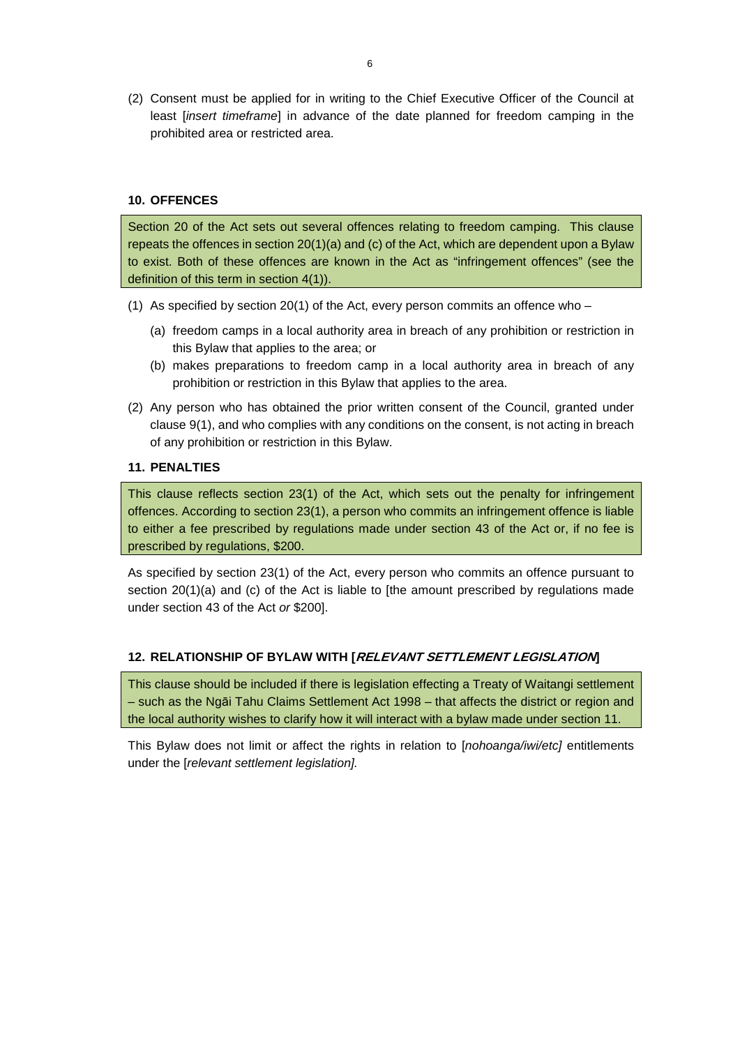(2) Consent must be applied for in writing to the Chief Executive Officer of the Council at least [*insert timeframe*] in advance of the date planned for freedom camping in the prohibited area or restricted area.

## 10. OFFENCES

> Section 20 of the Act sets out several offences relating to freedom camping. This clause repeats the offences in section 20(1)(a) and (c) of the Act, which are dependent upon a Bylaw to exist. Both of these offences are known in the Act as "infringement offences" (see the definition of this term in section 4(1)).

(1) As specified by section 20(1) of the Act, every person commits an offence who –

   (a) freedom camps in a local authority area in breach of any prohibition or restriction in this Bylaw that applies to the area; or

   (b) makes preparations to freedom camp in a local authority area in breach of any prohibition or restriction in this Bylaw that applies to the area.

(2) Any person who has obtained the prior written consent of the Council, granted under clause 9(1), and who complies with any conditions on the consent, is not acting in breach of any prohibition or restriction in this Bylaw.

## 11. PENALTIES

> This clause reflects section 23(1) of the Act, which sets out the penalty for infringement offences. According to section 23(1), a person who commits an infringement offence is liable to either a fee prescribed by regulations made under section 43 of the Act or, if no fee is prescribed by regulations, $200.

As specified by section 23(1) of the Act, every person who commits an offence pursuant to section 20(1)(a) and (c) of the Act is liable to [the amount prescribed by regulations made under section 43 of the Act *or* $200].

## 12. RELATIONSHIP OF BYLAW WITH [*RELEVANT SETTLEMENT LEGISLATION*]

> This clause should be included if there is legislation effecting a Treaty of Waitangi settlement – such as the Ngāi Tahu Claims Settlement Act 1998 – that affects the district or region and the local authority wishes to clarify how it will interact with a bylaw made under section 11.

This Bylaw does not limit or affect the rights in relation to [*nohoanga/iwi/etc]* entitlements under the [*relevant settlement legislation].*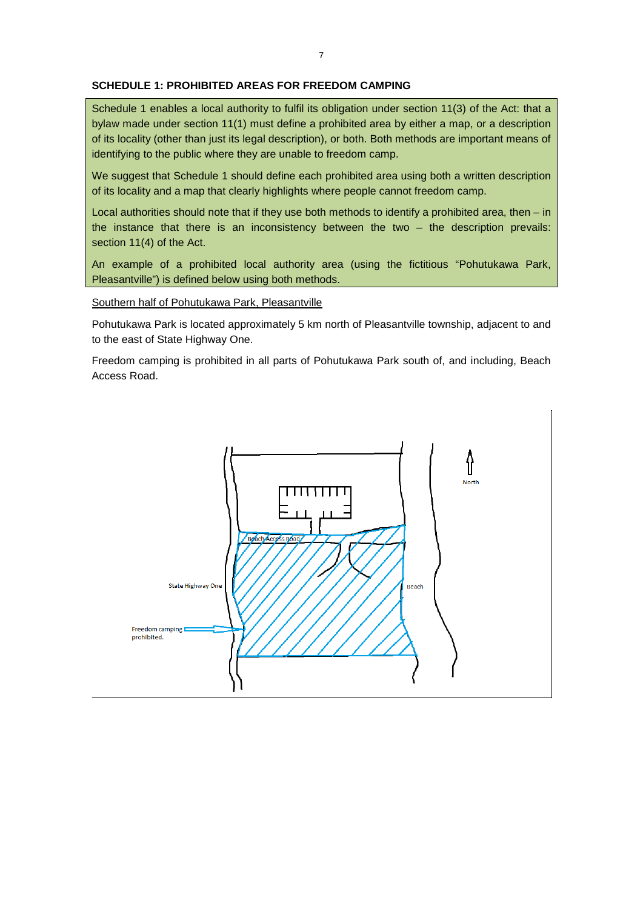**SCHEDULE 1: PROHIBITED AREAS FOR FREEDOM CAMPING**

Schedule 1 enables a local authority to fulfil its obligation under section 11(3) of the Act: that a bylaw made under section 11(1) must define a prohibited area by either a map, or a description of its locality (other than just its legal description), or both. Both methods are important means of identifying to the public where they are unable to freedom camp.

We suggest that Schedule 1 should define each prohibited area using both a written description of its locality and a map that clearly highlights where people cannot freedom camp.

Local authorities should note that if they use both methods to identify a prohibited area, then – in the instance that there is an inconsistency between the two – the description prevails: section 11(4) of the Act.

An example of a prohibited local authority area (using the fictitious "Pohutukawa Park, Pleasantville") is defined below using both methods.

Southern half of Pohutukawa Park, Pleasantville

Pohutukawa Park is located approximately 5 km north of Pleasantville township, adjacent to and to the east of State Highway One.

Freedom camping is prohibited in all parts of Pohutukawa Park south of, and including, Beach Access Road.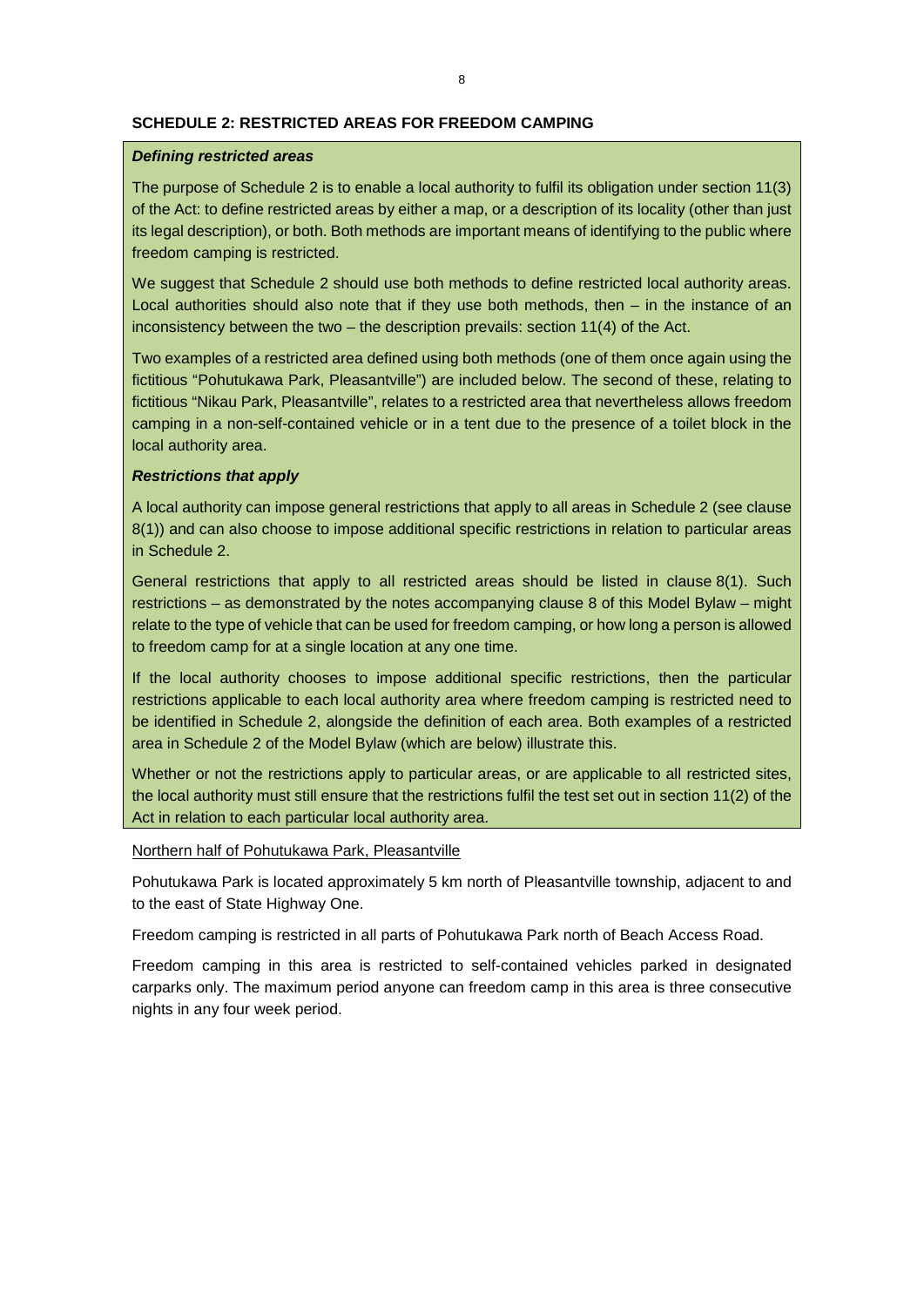## SCHEDULE 2: RESTRICTED AREAS FOR FREEDOM CAMPING

***Defining restricted areas***

The purpose of Schedule 2 is to enable a local authority to fulfil its obligation under section 11(3) of the Act: to define restricted areas by either a map, or a description of its locality (other than just its legal description), or both. Both methods are important means of identifying to the public where freedom camping is restricted.

We suggest that Schedule 2 should use both methods to define restricted local authority areas. Local authorities should also note that if they use both methods, then – in the instance of an inconsistency between the two – the description prevails: section 11(4) of the Act.

Two examples of a restricted area defined using both methods (one of them once again using the fictitious "Pohutukawa Park, Pleasantville") are included below. The second of these, relating to fictitious "Nikau Park, Pleasantville", relates to a restricted area that nevertheless allows freedom camping in a non-self-contained vehicle or in a tent due to the presence of a toilet block in the local authority area.

***Restrictions that apply***

A local authority can impose general restrictions that apply to all areas in Schedule 2 (see clause 8(1)) and can also choose to impose additional specific restrictions in relation to particular areas in Schedule 2.

General restrictions that apply to all restricted areas should be listed in clause 8(1). Such restrictions – as demonstrated by the notes accompanying clause 8 of this Model Bylaw – might relate to the type of vehicle that can be used for freedom camping, or how long a person is allowed to freedom camp for at a single location at any one time.

If the local authority chooses to impose additional specific restrictions, then the particular restrictions applicable to each local authority area where freedom camping is restricted need to be identified in Schedule 2, alongside the definition of each area. Both examples of a restricted area in Schedule 2 of the Model Bylaw (which are below) illustrate this.

Whether or not the restrictions apply to particular areas, or are applicable to all restricted sites, the local authority must still ensure that the restrictions fulfil the test set out in section 11(2) of the Act in relation to each particular local authority area.

<u>Northern half of Pohutukawa Park, Pleasantville</u>

Pohutukawa Park is located approximately 5 km north of Pleasantville township, adjacent to and to the east of State Highway One.

Freedom camping is restricted in all parts of Pohutukawa Park north of Beach Access Road.

Freedom camping in this area is restricted to self-contained vehicles parked in designated carparks only. The maximum period anyone can freedom camp in this area is three consecutive nights in any four week period.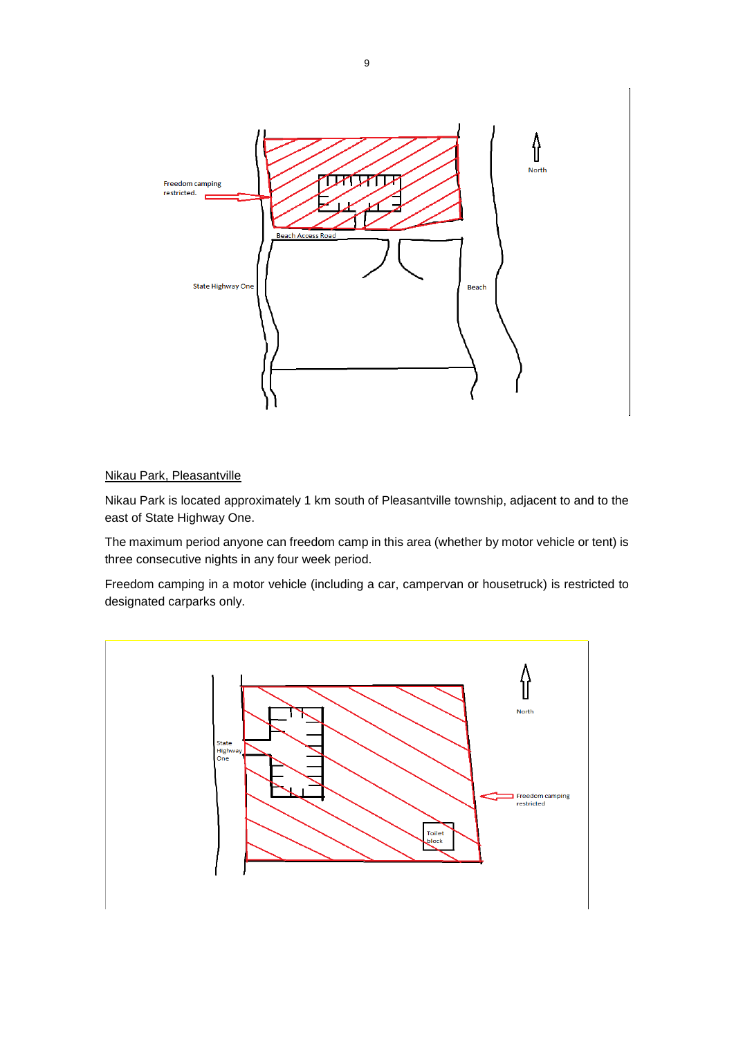Freedom camping restricted.

North

Beach Access Road

State Highway One

Beach

Nikau Park, Pleasantville

Nikau Park is located approximately 1 km south of Pleasantville township, adjacent to and to the east of State Highway One.

The maximum period anyone can freedom camp in this area (whether by motor vehicle or tent) is three consecutive nights in any four week period.

Freedom camping in a motor vehicle (including a car, campervan or housetruck) is restricted to designated carparks only.

North

State Highway One

Freedom camping restricted

Toilet block